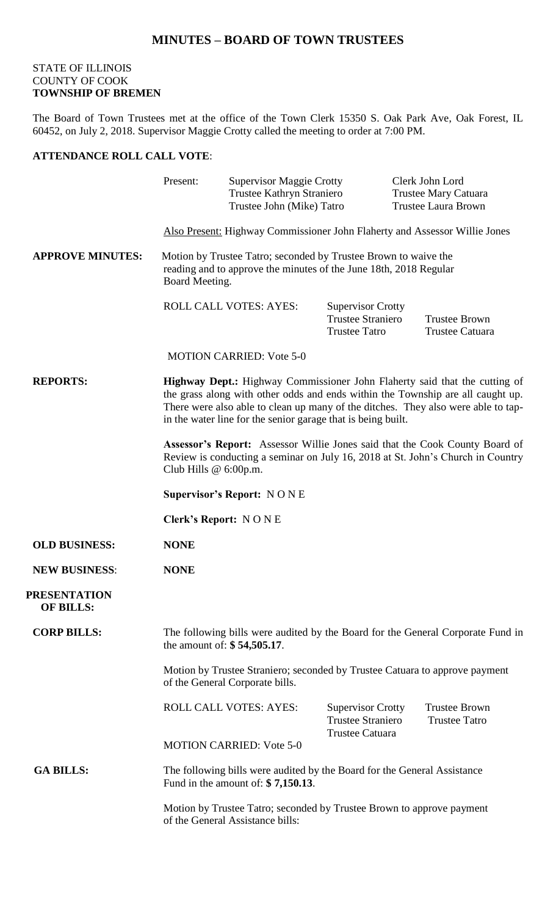# MINUTES – BOARD OF TOWN TRUSTEES

STATE OF ILLINOIS
COUNTY OF COOK
**TOWNSHIP OF BREMEN**

The Board of Town Trustees met at the office of the Town Clerk 15350 S. Oak Park Ave, Oak Forest, IL 60452, on July 2, 2018. Supervisor Maggie Crotty called the meeting to order at 7:00 PM.

**ATTENDANCE ROLL CALL VOTE**:

Present: Supervisor Maggie Crotty, Clerk John Lord, Trustee Kathryn Straniero, Trustee Mary Catuara, Trustee John (Mike) Tatro, Trustee Laura Brown

Also Present: Highway Commissioner John Flaherty and Assessor Willie Jones

**APPROVE MINUTES:** Motion by Trustee Tatro; seconded by Trustee Brown to waive the reading and to approve the minutes of the June 18th, 2018 Regular Board Meeting.

ROLL CALL VOTES: AYES: Supervisor Crotty, Trustee Straniero, Trustee Brown, Trustee Tatro, Trustee Catuara

MOTION CARRIED: Vote 5-0

**REPORTS:**

**Highway Dept.:** Highway Commissioner John Flaherty said that the cutting of the grass along with other odds and ends within the Township are all caught up. There were also able to clean up many of the ditches. They also were able to tap-in the water line for the senior garage that is being built.

**Assessor's Report:** Assessor Willie Jones said that the Cook County Board of Review is conducting a seminar on July 16, 2018 at St. John's Church in Country Club Hills @ 6:00p.m.

**Supervisor's Report:** N O N E

**Clerk's Report:** N O N E

**OLD BUSINESS:** **NONE**

**NEW BUSINESS**: **NONE**

**PRESENTATION OF BILLS:**

**CORP BILLS:** The following bills were audited by the Board for the General Corporate Fund in the amount of: **$ 54,505.17**.

Motion by Trustee Straniero; seconded by Trustee Catuara to approve payment of the General Corporate bills.

ROLL CALL VOTES: AYES: Supervisor Crotty, Trustee Brown, Trustee Straniero, Trustee Tatro, Trustee Catuara

MOTION CARRIED: Vote 5-0

**GA BILLS:** The following bills were audited by the Board for the General Assistance Fund in the amount of: **$ 7,150.13**.

Motion by Trustee Tatro; seconded by Trustee Brown to approve payment of the General Assistance bills: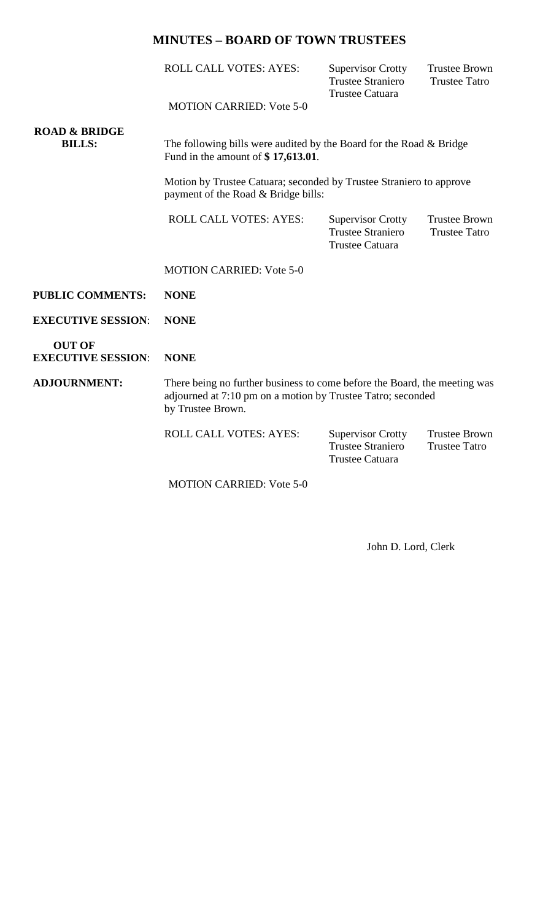# MINUTES – BOARD OF TOWN TRUSTEES

ROLL CALL VOTES: AYES: Supervisor Crotty, Trustee Brown, Trustee Straniero, Trustee Tatro, Trustee Catuara

MOTION CARRIED: Vote 5-0

**ROAD & BRIDGE BILLS:**

The following bills were audited by the Board for the Road & Bridge Fund in the amount of **$ 17,613.01**.

Motion by Trustee Catuara; seconded by Trustee Straniero to approve payment of the Road & Bridge bills:

ROLL CALL VOTES: AYES: Supervisor Crotty, Trustee Brown, Trustee Straniero, Trustee Tatro, Trustee Catuara

MOTION CARRIED: Vote 5-0

**PUBLIC COMMENTS:** **NONE**

**EXECUTIVE SESSION:** **NONE**

**OUT OF EXECUTIVE SESSION:** **NONE**

**ADJOURNMENT:**

There being no further business to come before the Board, the meeting was adjourned at 7:10 pm on a motion by Trustee Tatro; seconded by Trustee Brown.

ROLL CALL VOTES: AYES: Supervisor Crotty, Trustee Brown, Trustee Straniero, Trustee Tatro, Trustee Catuara

MOTION CARRIED: Vote 5-0

John D. Lord, Clerk